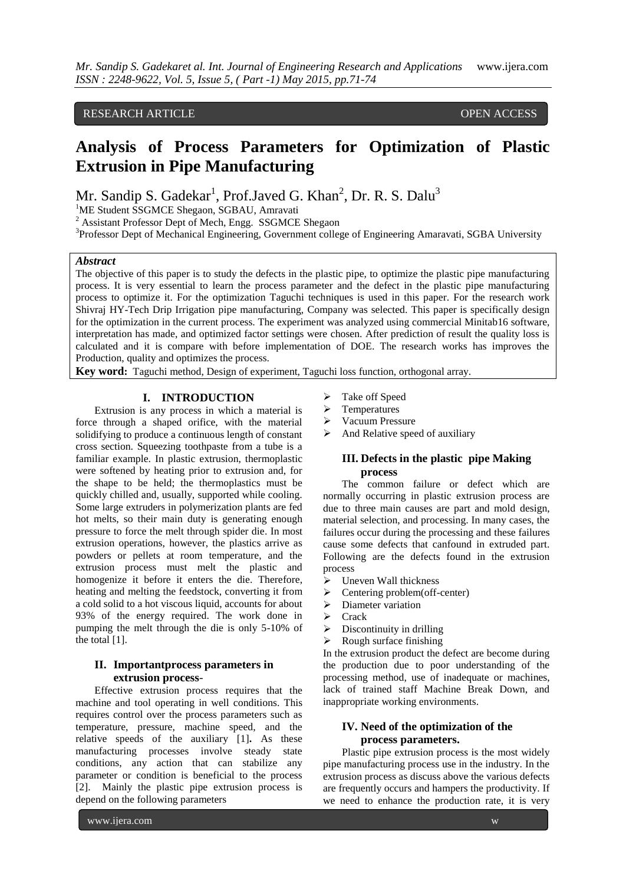RESEARCH ARTICLE OPEN ACCESS

# Analysis of Process Parameters for Optimization of Plastic Extrusion in Pipe Manufacturing

Mr. Sandip S. Gadekar[1], Prof.Javed G. Khan[2], Dr. R. S. Dalu[3]

[1]ME Student SSGMCE Shegaon, SGBAU, Amravati
[2] Assistant Professor Dept of Mech, Engg. SSGMCE Shegaon
[3]Professor Dept of Mechanical Engineering, Government college of Engineering Amaravati, SGBA University

***Abstract***

The objective of this paper is to study the defects in the plastic pipe, to optimize the plastic pipe manufacturing process. It is very essential to learn the process parameter and the defect in the plastic pipe manufacturing process to optimize it. For the optimization Taguchi techniques is used in this paper. For the research work Shivraj HY-Tech Drip Irrigation pipe manufacturing, Company was selected. This paper is specifically design for the optimization in the current process. The experiment was analyzed using commercial Minitab16 software, interpretation has made, and optimized factor settings were chosen. After prediction of result the quality loss is calculated and it is compare with before implementation of DOE. The research works has improves the Production, quality and optimizes the process.

**Key word:** Taguchi method, Design of experiment, Taguchi loss function, orthogonal array.

## I. INTRODUCTION

Extrusion is any process in which a material is force through a shaped orifice, with the material solidifying to produce a continuous length of constant cross section. Squeezing toothpaste from a tube is a familiar example. In plastic extrusion, thermoplastic were softened by heating prior to extrusion and, for the shape to be held; the thermoplastics must be quickly chilled and, usually, supported while cooling. Some large extruders in polymerization plants are fed hot melts, so their main duty is generating enough pressure to force the melt through spider die. In most extrusion operations, however, the plastics arrive as powders or pellets at room temperature, and the extrusion process must melt the plastic and homogenize it before it enters the die. Therefore, heating and melting the feedstock, converting it from a cold solid to a hot viscous liquid, accounts for about 93% of the energy required. The work done in pumping the melt through the die is only 5-10% of the total [1].

## II. Importantprocess parameters in extrusion process-

Effective extrusion process requires that the machine and tool operating in well conditions. This requires control over the process parameters such as temperature, pressure, machine speed, and the relative speeds of the auxiliary [1]**.** As these manufacturing processes involve steady state conditions, any action that can stabilize any parameter or condition is beneficial to the process [2]. Mainly the plastic pipe extrusion process is depend on the following parameters

- Take off Speed
- Temperatures
- Vacuum Pressure
- And Relative speed of auxiliary

## III. Defects in the plastic pipe Making process

The common failure or defect which are normally occurring in plastic extrusion process are due to three main causes are part and mold design, material selection, and processing. In many cases, the failures occur during the processing and these failures cause some defects that canfound in extruded part. Following are the defects found in the extrusion process

- Uneven Wall thickness
- Centering problem(off-center)
- Diameter variation
- Crack
- Discontinuity in drilling
- Rough surface finishing

In the extrusion product the defect are become during the production due to poor understanding of the processing method, use of inadequate or machines, lack of trained staff Machine Break Down, and inappropriate working environments.

## IV. Need of the optimization of the process parameters.

Plastic pipe extrusion process is the most widely pipe manufacturing process use in the industry. In the extrusion process as discuss above the various defects are frequently occurs and hampers the productivity. If we need to enhance the production rate, it is very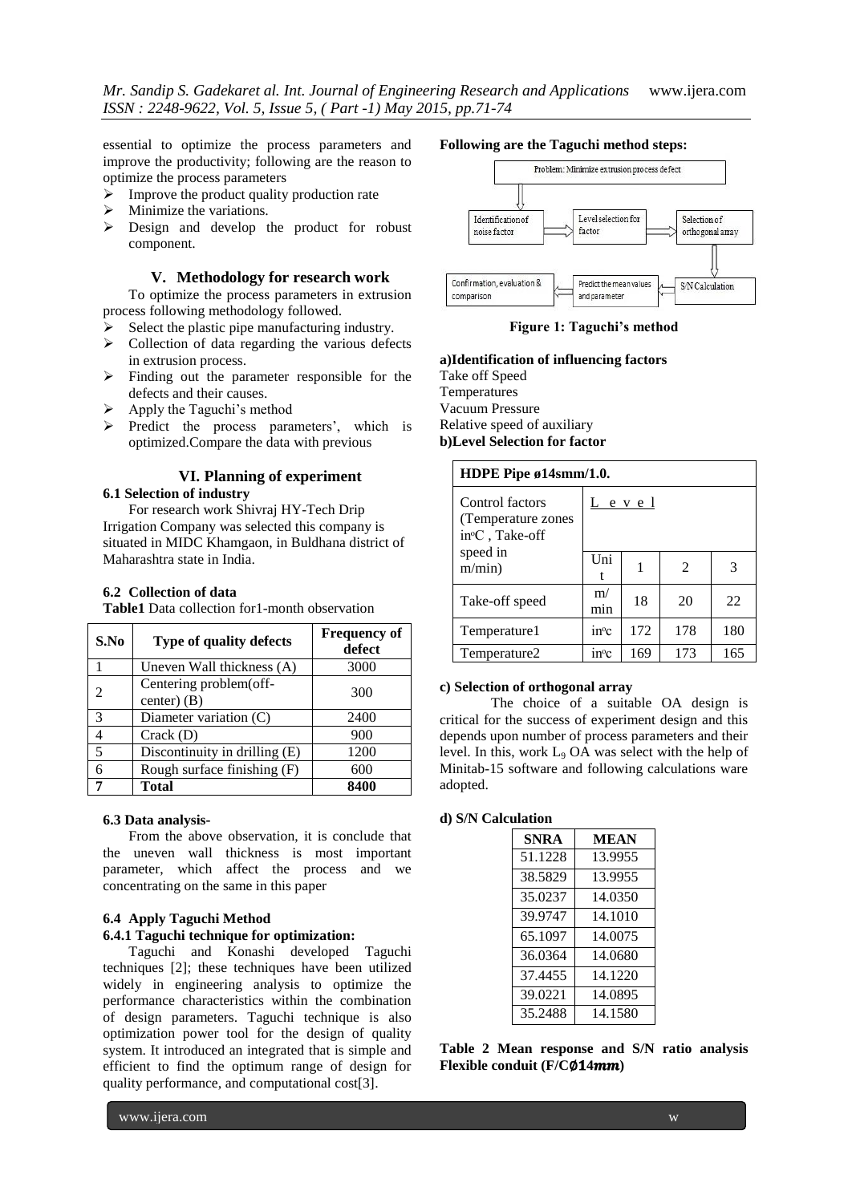essential to optimize the process parameters and improve the productivity; following are the reason to optimize the process parameters

- Improve the product quality production rate
- Minimize the variations.
- Design and develop the product for robust component.

## V. Methodology for research work

To optimize the process parameters in extrusion process following methodology followed.

- Select the plastic pipe manufacturing industry.
- Collection of data regarding the various defects in extrusion process.
- Finding out the parameter responsible for the defects and their causes.
- Apply the Taguchi's method
- Predict the process parameters', which is optimized.Compare the data with previous

## VI. Planning of experiment

### 6.1 Selection of industry

For research work Shivraj HY-Tech Drip Irrigation Company was selected this company is situated in MIDC Khamgaon, in Buldhana district of Maharashtra state in India.

### 6.2 Collection of data

**Table1** Data collection for1-month observation

| S.No | Type of quality defects | Frequency of defect |
|---|---|---|
| 1 | Uneven Wall thickness (A) | 3000 |
| 2 | Centering problem(off-center) (B) | 300 |
| 3 | Diameter variation (C) | 2400 |
| 4 | Crack (D) | 900 |
| 5 | Discontinuity in drilling (E) | 1200 |
| 6 | Rough surface finishing (F) | 600 |
| **7** | **Total** | **8400** |

### 6.3 Data analysis-

From the above observation, it is conclude that the uneven wall thickness is most important parameter, which affect the process and we concentrating on the same in this paper

### 6.4 Apply Taguchi Method

#### 6.4.1 Taguchi technique for optimization:

Taguchi and Konashi developed Taguchi techniques [2]; these techniques have been utilized widely in engineering analysis to optimize the performance characteristics within the combination of design parameters. Taguchi technique is also optimization power tool for the design of quality system. It introduced an integrated that is simple and efficient to find the optimum range of design for quality performance, and computational cost[3].

**Following are the Taguchi method steps:**

Problem: Minimize extrusion process defect → Identification of noise factor → Level selection for factor → Selection of orthogonal array → S/N Calculation → Predict the mean values and parameter → Confirmation, evaluation & comparison

**Figure 1: Taguchi's method**

**a)Identification of influencing factors**

Take off Speed
Temperatures
Vacuum Pressure
Relative speed of auxiliary

**b)Level Selection for factor**

| HDPE Pipe ø14smm/1.0. | | | | |
|---|---|---|---|---|
| Control factors (Temperature zones in°C , Take-off speed in m/min) | Level | | | |
| | Unit | 1 | 2 | 3 |
| Take-off speed | m/min | 18 | 20 | 22 |
| Temperature1 | in°c | 172 | 178 | 180 |
| Temperature2 | in°c | 169 | 173 | 165 |

**c) Selection of orthogonal array**

The choice of a suitable OA design is critical for the success of experiment design and this depends upon number of process parameters and their level. In this, work $L_9$ OA was select with the help of Minitab-15 software and following calculations ware adopted.

**d) S/N Calculation**

| SNRA | MEAN |
|---|---|
| 51.1228 | 13.9955 |
| 38.5829 | 13.9955 |
| 35.0237 | 14.0350 |
| 39.9747 | 14.1010 |
| 65.1097 | 14.0075 |
| 36.0364 | 14.0680 |
| 37.4455 | 14.1220 |
| 39.0221 | 14.0895 |
| 35.2488 | 14.1580 |

**Table 2 Mean response and S/N ratio analysis Flexible conduit (F/C$\emptyset$14$mm$)**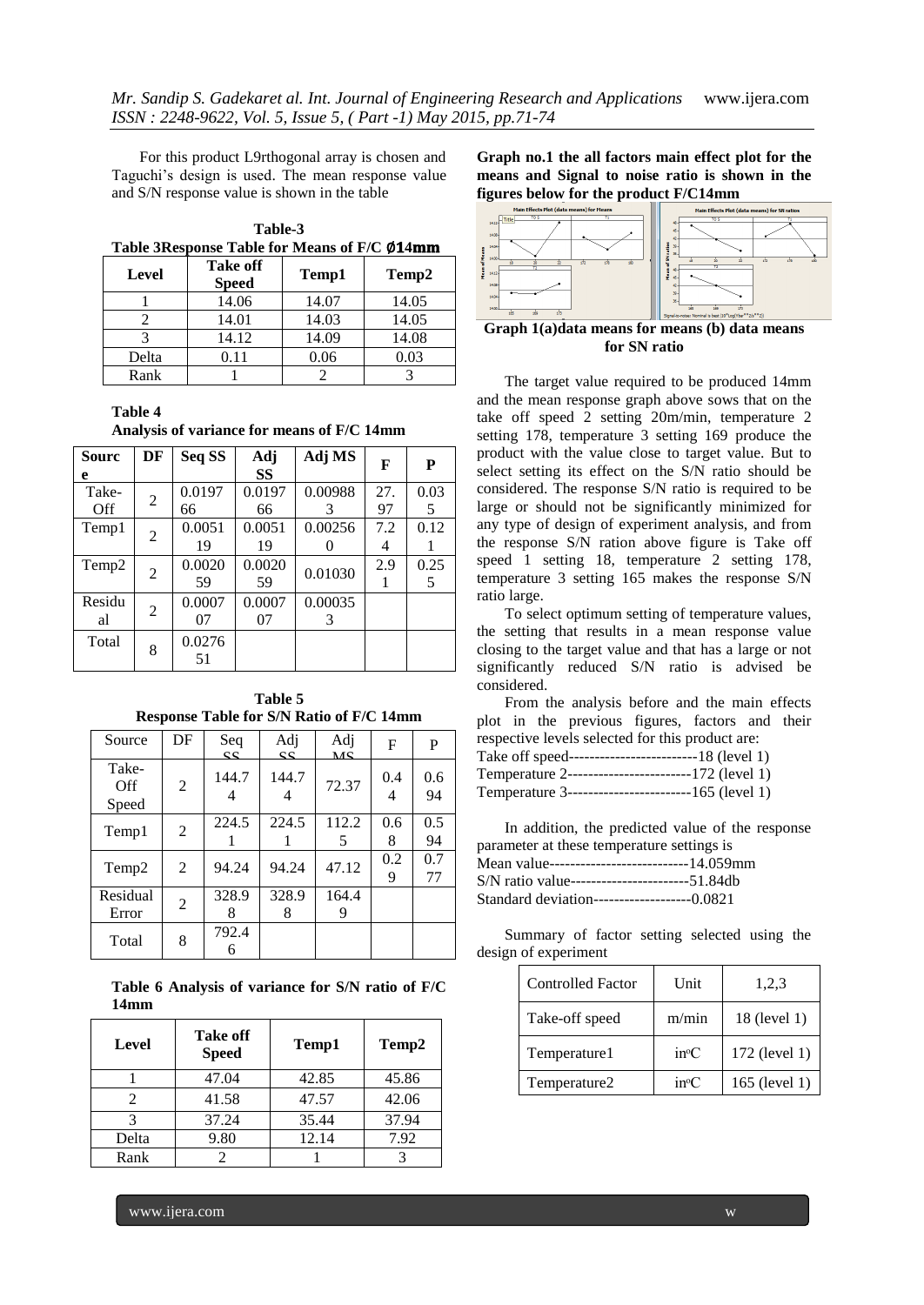For this product L9rthogonal array is chosen and Taguchi's design is used. The mean response value and S/N response value is shown in the table

**Table-3**

**Table 3Response Table for Means of F/C Ø14mm**

| Level | Take off Speed | Temp1 | Temp2 |
|---|---|---|---|
| 1 | 14.06 | 14.07 | 14.05 |
| 2 | 14.01 | 14.03 | 14.05 |
| 3 | 14.12 | 14.09 | 14.08 |
| Delta | 0.11 | 0.06 | 0.03 |
| Rank | 1 | 2 | 3 |

**Table 4**

**Analysis of variance for means of F/C 14mm**

| Source | DF | Seq SS | Adj SS | Adj MS | F | P |
|---|---|---|---|---|---|---|
| Take-Off | 2 | 0.019766 | 0.019766 | 0.009883 | 27.97 | 0.035 |
| Temp1 | 2 | 0.005119 | 0.005119 | 0.002560 | 7.24 | 0.121 |
| Temp2 | 2 | 0.002059 | 0.002059 | 0.01030 | 2.91 | 0.255 |
| Residual | 2 | 0.000707 | 0.000707 | 0.000353 | | |
| Total | 8 | 0.027651 | | | | |

**Table 5**

**Response Table for S/N Ratio of F/C 14mm**

| Source | DF | Seq SS | Adj SS | Adj MS | F | P |
|---|---|---|---|---|---|---|
| Take-Off Speed | 2 | 144.74 | 144.74 | 72.37 | 0.44 | 0.694 |
| Temp1 | 2 | 224.51 | 224.51 | 112.25 | 0.68 | 0.594 |
| Temp2 | 2 | 94.24 | 94.24 | 47.12 | 0.29 | 0.777 |
| Residual Error | 2 | 328.98 | 328.98 | 164.49 | | |
| Total | 8 | 792.46 | | | | |

**Table 6 Analysis of variance for S/N ratio of F/C 14mm**

| Level | Take off Speed | Temp1 | Temp2 |
|---|---|---|---|
| 1 | 47.04 | 42.85 | 45.86 |
| 2 | 41.58 | 47.57 | 42.06 |
| 3 | 37.24 | 35.44 | 37.94 |
| Delta | 9.80 | 12.14 | 7.92 |
| Rank | 2 | 1 | 3 |

**Graph no.1 the all factors main effect plot for the means and Signal to noise ratio is shown in the figures below for the product F/C14mm**

**Graph 1(a)data means for means (b) data means for SN ratio**

The target value required to be produced 14mm and the mean response graph above sows that on the take off speed 2 setting 20m/min, temperature 2 setting 178, temperature 3 setting 169 produce the product with the value close to target value. But to select setting its effect on the S/N ratio should be considered. The response S/N ratio is required to be large or should not be significantly minimized for any type of design of experiment analysis, and from the response S/N ration above figure is Take off speed 1 setting 18, temperature 2 setting 178, temperature 3 setting 165 makes the response S/N ratio large.

To select optimum setting of temperature values, the setting that results in a mean response value closing to the target value and that has a large or not significantly reduced S/N ratio is advised be considered.

From the analysis before and the main effects plot in the previous figures, factors and their respective levels selected for this product are:

Take off speed-------------------------18 (level 1)
Temperature 2------------------------172 (level 1)
Temperature 3------------------------165 (level 1)

In addition, the predicted value of the response parameter at these temperature settings is

Mean value---------------------------14.059mm
S/N ratio value-----------------------51.84db
Standard deviation-------------------0.0821

Summary of factor setting selected using the design of experiment

| Controlled Factor | Unit | 1,2,3 |
|---|---|---|
| Take-off speed | m/min | 18 (level 1) |
| Temperature1 | in°C | 172 (level 1) |
| Temperature2 | in°C | 165 (level 1) |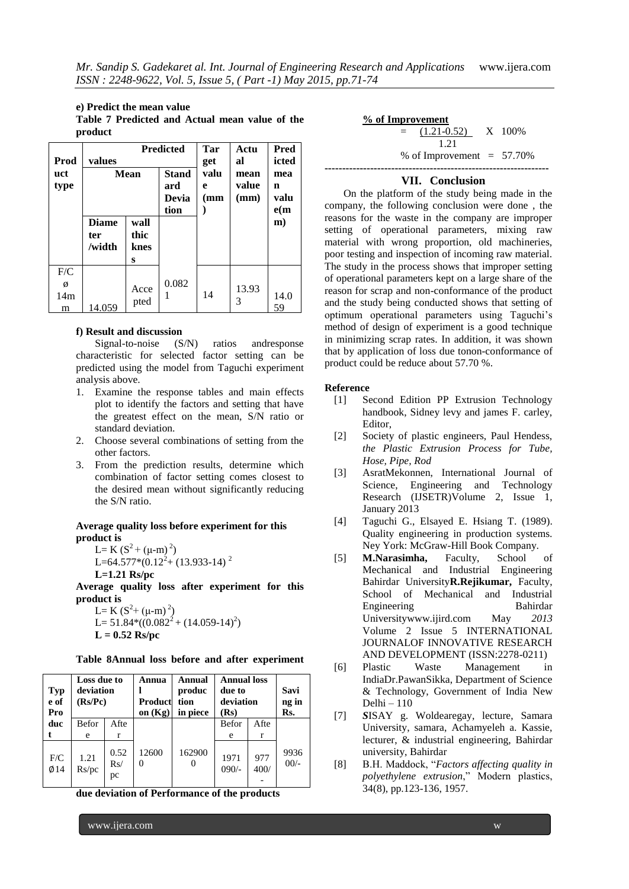**e) Predict the mean value**

**Table 7 Predicted and Actual mean value of the product**

| Product type | Predicted values | | | Target value (mm) | Actual mean value (mm) | Predicted mean value(mm) |
|---|---|---|---|---|---|---|
| | Mean | | Standard Deviation | | | |
| | Diameter /width | wall thickness | | | | |
| F/C ø 14mm | 14.059 | Accepted | 0.0821 | 14 | 13.933 | 14.059 |

**f) Result and discussion**

Signal-to-noise (S/N) ratios andresponse characteristic for selected factor setting can be predicted using the model from Taguchi experiment analysis above.

1. Examine the response tables and main effects plot to identify the factors and setting that have the greatest effect on the mean, S/N ratio or standard deviation.
2. Choose several combinations of setting from the other factors.
3. From the prediction results, determine which combination of factor setting comes closest to the desired mean without significantly reducing the S/N ratio.

**Average quality loss before experiment for this product is**

$L = K(S^2 + (\mu - m)^2)$

$L = 64.577 * (0.12^2 + (13.933 - 14)^2$

**L=1.21 Rs/pc**

**Average quality loss after experiment for this product is**

$L = K(S^2 + (\mu - m)^2)$

$L = 51.84 * ((0.082^2 + (14.059 - 14)^2)$

**L = 0.52 Rs/pc**

**Table 8Annual loss before and after experiment due deviation of Performance of the products**

| Type of Product | Loss due to deviation (Rs/Pc) | | Annual Production (Kg) | Annual production in piece | Annual loss due to deviation (Rs) | | Saving in Rs. |
|---|---|---|---|---|---|---|---|
| | Before | After | | | Before | After | |
| F/C Ø14 | 1.21 Rs/pc | 0.52 Rs/pc | 126000 | 1629000 | 1971090/- | 977400/- | 993600/- |

**% of Improvement**

$$= \frac{(1.21-0.52)}{1.21} \times 100\%$$

% of Improvement = 57.70%

## VII. Conclusion

On the platform of the study being made in the company, the following conclusion were done , the reasons for the waste in the company are improper setting of operational parameters, mixing raw material with wrong proportion, old machineries, poor testing and inspection of incoming raw material. The study in the process shows that improper setting of operational parameters kept on a large share of the reason for scrap and non-conformance of the product and the study being conducted shows that setting of optimum operational parameters using Taguchi's method of design of experiment is a good technique in minimizing scrap rates. In addition, it was shown that by application of loss due tonon-conformance of product could be reduce about 57.70 %.

## Reference

[1] Second Edition PP Extrusion Technology handbook, Sidney levy and james F. carley, Editor,

[2] Society of plastic engineers, Paul Hendess, *the Plastic Extrusion Process for Tube, Hose, Pipe, Rod*

[3] AsratMekonnen, International Journal of Science, Engineering and Technology Research (IJSETR)Volume 2, Issue 1, January 2013

[4] Taguchi G., Elsayed E. Hsiang T. (1989). Quality engineering in production systems. Ney York: McGraw-Hill Book Company.

[5] **M.Narasimha,** Faculty, School of Mechanical and Industrial Engineering Bahirdar University**R.Rejikumar,** Faculty, School of Mechanical and Industrial Engineering Bahirdar Universitywww.ijird.com May *2013* Volume 2 Issue 5 INTERNATIONAL JOURNALOF INNOVATIVE RESEARCH AND DEVELOPMENT (ISSN:2278-0211)

[6] Plastic Waste Management in IndiaDr.PawanSikka, Department of Science & Technology, Government of India New Delhi – 110

[7] *S*ISAY g. Woldearegay, lecture, Samara University, samara, Achamyeleh a. Kassie, lecturer, & industrial engineering, Bahirdar university, Bahirdar

[8] B.H. Maddock, "*Factors affecting quality in polyethylene extrusion*," Modern plastics, 34(8), pp.123-136, 1957.